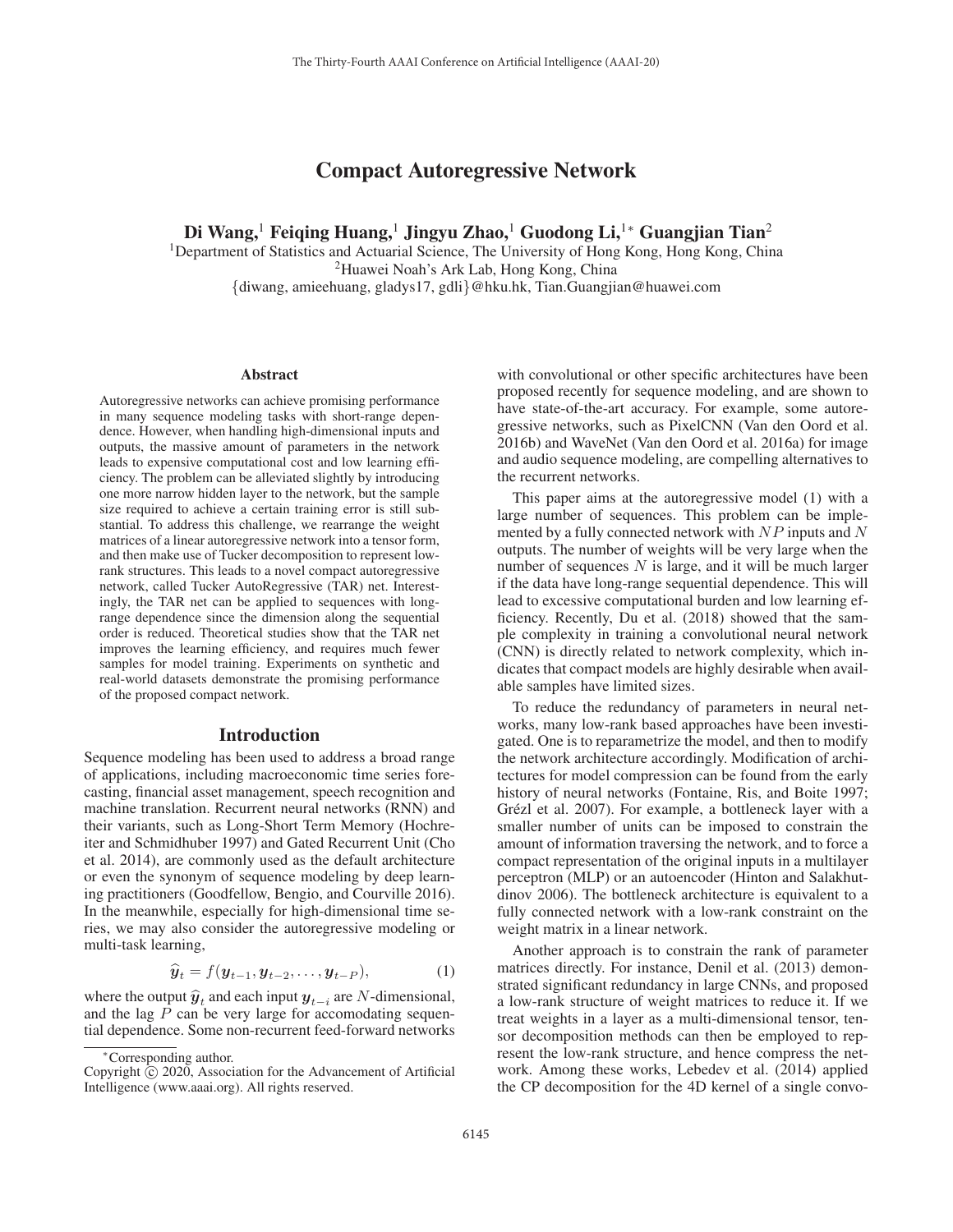# Compact Autoregressive Network

**Di Wang,[1] Feiqing Huang,[1] Jingyu Zhao,[1] Guodong Li,[1*] Guangjian Tian[2]**

[1]Department of Statistics and Actuarial Science, The University of Hong Kong, Hong Kong, China
[2]Huawei Noah's Ark Lab, Hong Kong, China
{diwang, amieehuang, gladys17, gdli}@hku.hk, Tian.Guangjian@huawei.com

## Abstract

Autoregressive networks can achieve promising performance in many sequence modeling tasks with short-range dependence. However, when handling high-dimensional inputs and outputs, the massive amount of parameters in the network leads to expensive computational cost and low learning efficiency. The problem can be alleviated slightly by introducing one more narrow hidden layer to the network, but the sample size required to achieve a certain training error is still substantial. To address this challenge, we rearrange the weight matrices of a linear autoregressive network into a tensor form, and then make use of Tucker decomposition to represent low-rank structures. This leads to a novel compact autoregressive network, called Tucker AutoRegressive (TAR) net. Interestingly, the TAR net can be applied to sequences with long-range dependence since the dimension along the sequential order is reduced. Theoretical studies show that the TAR net improves the learning efficiency, and requires much fewer samples for model training. Experiments on synthetic and real-world datasets demonstrate the promising performance of the proposed compact network.

## Introduction

Sequence modeling has been used to address a broad range of applications, including macroeconomic time series forecasting, financial asset management, speech recognition and machine translation. Recurrent neural networks (RNN) and their variants, such as Long-Short Term Memory (Hochreiter and Schmidhuber 1997) and Gated Recurrent Unit (Cho et al. 2014), are commonly used as the default architecture or even the synonym of sequence modeling by deep learning practitioners (Goodfellow, Bengio, and Courville 2016). In the meanwhile, especially for high-dimensional time series, we may also consider the autoregressive modeling or multi-task learning,

$$\widehat{\boldsymbol{y}}_t = f(\boldsymbol{y}_{t-1}, \boldsymbol{y}_{t-2}, \ldots, \boldsymbol{y}_{t-P}), \tag{1}$$

where the output $\widehat{\boldsymbol{y}}_t$ and each input $\boldsymbol{y}_{t-i}$ are $N$-dimensional, and the lag $P$ can be very large for accomodating sequential dependence. Some non-recurrent feed-forward networks with convolutional or other specific architectures have been proposed recently for sequence modeling, and are shown to have state-of-the-art accuracy. For example, some autoregressive networks, such as PixelCNN (Van den Oord et al. 2016b) and WaveNet (Van den Oord et al. 2016a) for image and audio sequence modeling, are compelling alternatives to the recurrent networks.

This paper aims at the autoregressive model (1) with a large number of sequences. This problem can be implemented by a fully connected network with $NP$ inputs and $N$ outputs. The number of weights will be very large when the number of sequences $N$ is large, and it will be much larger if the data have long-range sequential dependence. This will lead to excessive computational burden and low learning efficiency. Recently, Du et al. (2018) showed that the sample complexity in training a convolutional neural network (CNN) is directly related to network complexity, which indicates that compact models are highly desirable when available samples have limited sizes.

To reduce the redundancy of parameters in neural networks, many low-rank based approaches have been investigated. One is to reparametrize the model, and then to modify the network architecture accordingly. Modification of architectures for model compression can be found from the early history of neural networks (Fontaine, Ris, and Boite 1997; Grézl et al. 2007). For example, a bottleneck layer with a smaller number of units can be imposed to constrain the amount of information traversing the network, and to force a compact representation of the original inputs in a multilayer perceptron (MLP) or an autoencoder (Hinton and Salakhutdinov 2006). The bottleneck architecture is equivalent to a fully connected network with a low-rank constraint on the weight matrix in a linear network.

Another approach is to constrain the rank of parameter matrices directly. For instance, Denil et al. (2013) demonstrated significant redundancy in large CNNs, and proposed a low-rank structure of weight matrices to reduce it. If we treat weights in a layer as a multi-dimensional tensor, tensor decomposition methods can then be employed to represent the low-rank structure, and hence compress the network. Among these works, Lebedev et al. (2014) applied the CP decomposition for the 4D kernel of a single convo-

*Corresponding author.
Copyright © 2020, Association for the Advancement of Artificial Intelligence (www.aaai.org). All rights reserved.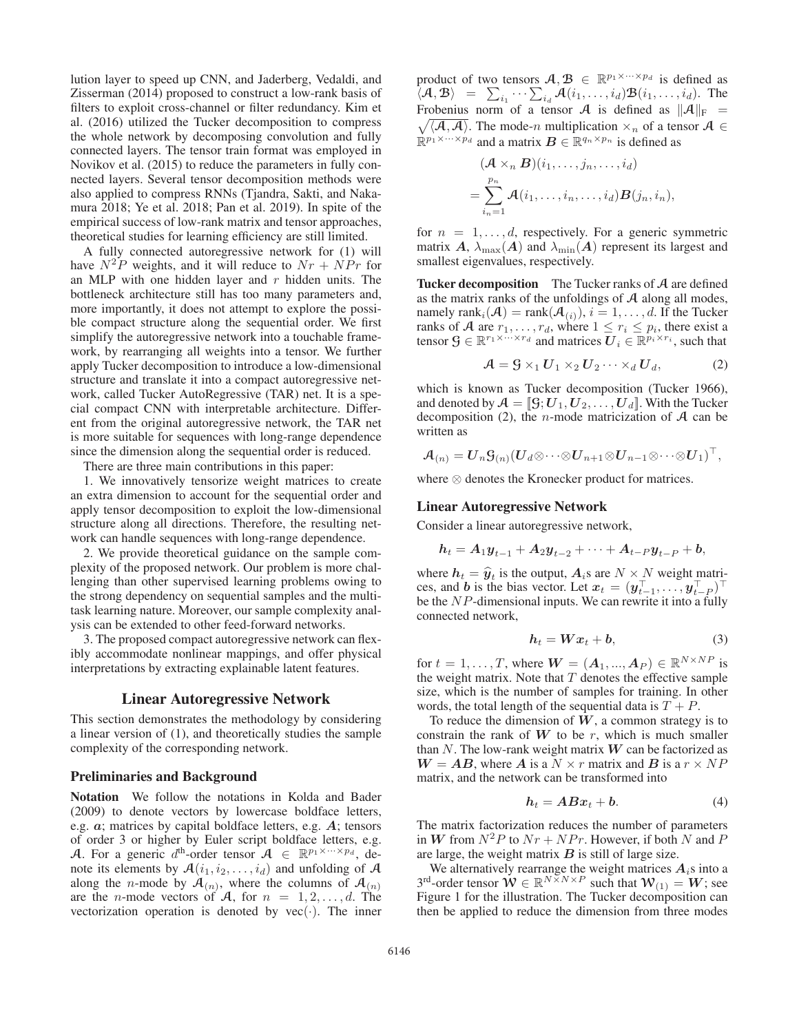lution layer to speed up CNN, and Jaderberg, Vedaldi, and Zisserman (2014) proposed to construct a low-rank basis of filters to exploit cross-channel or filter redundancy. Kim et al. (2016) utilized the Tucker decomposition to compress the whole network by decomposing convolution and fully connected layers. The tensor train format was employed in Novikov et al. (2015) to reduce the parameters in fully connected layers. Several tensor decomposition methods were also applied to compress RNNs (Tjandra, Sakti, and Nakamura 2018; Ye et al. 2018; Pan et al. 2019). In spite of the empirical success of low-rank matrix and tensor approaches, theoretical studies for learning efficiency are still limited.

A fully connected autoregressive network for (1) will have $N^2P$ weights, and it will reduce to $Nr + NPr$ for an MLP with one hidden layer and $r$ hidden units. The bottleneck architecture still has too many parameters and, more importantly, it does not attempt to explore the possible compact structure along the sequential order. We first simplify the autoregressive network into a touchable framework, by rearranging all weights into a tensor. We further apply Tucker decomposition to introduce a low-dimensional structure and translate it into a compact autoregressive network, called Tucker AutoRegressive (TAR) net. It is a special compact CNN with interpretable architecture. Different from the original autoregressive network, the TAR net is more suitable for sequences with long-range dependence since the dimension along the sequential order is reduced.

There are three main contributions in this paper:

1. We innovatively tensorize weight matrices to create an extra dimension to account for the sequential order and apply tensor decomposition to exploit the low-dimensional structure along all directions. Therefore, the resulting network can handle sequences with long-range dependence.

2. We provide theoretical guidance on the sample complexity of the proposed network. Our problem is more challenging than other supervised learning problems owing to the strong dependency on sequential samples and the multi-task learning nature. Moreover, our sample complexity analysis can be extended to other feed-forward networks.

3. The proposed compact autoregressive network can flexibly accommodate nonlinear mappings, and offer physical interpretations by extracting explainable latent features.

## Linear Autoregressive Network

This section demonstrates the methodology by considering a linear version of (1), and theoretically studies the sample complexity of the corresponding network.

### Preliminaries and Background

**Notation** We follow the notations in Kolda and Bader (2009) to denote vectors by lowercase boldface letters, e.g. $\boldsymbol{a}$; matrices by capital boldface letters, e.g. $\boldsymbol{A}$; tensors of order 3 or higher by Euler script boldface letters, e.g. $\boldsymbol{\mathcal{A}}$. For a generic $d^{\text{th}}$-order tensor $\boldsymbol{\mathcal{A}} \in \mathbb{R}^{p_1 \times \cdots \times p_d}$, denote its elements by $\boldsymbol{\mathcal{A}}(i_1, i_2, \ldots, i_d)$ and unfolding of $\boldsymbol{\mathcal{A}}$ along the $n$-mode by $\boldsymbol{\mathcal{A}}_{(n)}$, where the columns of $\boldsymbol{\mathcal{A}}_{(n)}$ are the $n$-mode vectors of $\boldsymbol{\mathcal{A}}$, for $n = 1, 2, \ldots, d$. The vectorization operation is denoted by $\text{vec}(\cdot)$. The inner product of two tensors $\boldsymbol{\mathcal{A}}, \boldsymbol{\mathcal{B}} \in \mathbb{R}^{p_1 \times \cdots \times p_d}$ is defined as $\langle \boldsymbol{\mathcal{A}}, \boldsymbol{\mathcal{B}} \rangle = \sum_{i_1} \cdots \sum_{i_d} \boldsymbol{\mathcal{A}}(i_1, \ldots, i_d) \boldsymbol{\mathcal{B}}(i_1, \ldots, i_d)$. The Frobenius norm of a tensor $\boldsymbol{\mathcal{A}}$ is defined as $\|\boldsymbol{\mathcal{A}}\|_{\text{F}} = \sqrt{\langle \boldsymbol{\mathcal{A}}, \boldsymbol{\mathcal{A}} \rangle}$. The mode-$n$ multiplication $\times_n$ of a tensor $\boldsymbol{\mathcal{A}} \in \mathbb{R}^{p_1 \times \cdots \times p_d}$ and a matrix $\boldsymbol{B} \in \mathbb{R}^{q_n \times p_n}$ is defined as

$$
\begin{aligned}
&(\boldsymbol{\mathcal{A}} \times_n \boldsymbol{B})(i_1, \ldots, j_n, \ldots, i_d) \\
&= \sum_{i_n=1}^{p_n} \boldsymbol{\mathcal{A}}(i_1, \ldots, i_n, \ldots, i_d) \boldsymbol{B}(j_n, i_n),
\end{aligned}
$$

for $n = 1, \ldots, d$, respectively. For a generic symmetric matrix $\boldsymbol{A}$, $\lambda_{\max}(\boldsymbol{A})$ and $\lambda_{\min}(\boldsymbol{A})$ represent its largest and smallest eigenvalues, respectively.

**Tucker decomposition** The Tucker ranks of $\boldsymbol{\mathcal{A}}$ are defined as the matrix ranks of the unfoldings of $\boldsymbol{\mathcal{A}}$ along all modes, namely $\text{rank}_i(\boldsymbol{\mathcal{A}}) = \text{rank}(\boldsymbol{\mathcal{A}}_{(i)})$, $i = 1, \ldots, d$. If the Tucker ranks of $\boldsymbol{\mathcal{A}}$ are $r_1, \ldots, r_d$, where $1 \leq r_i \leq p_i$, there exist a tensor $\boldsymbol{\mathcal{G}} \in \mathbb{R}^{r_1 \times \cdots \times r_d}$ and matrices $\boldsymbol{U}_i \in \mathbb{R}^{p_i \times r_i}$, such that

$$
\boldsymbol{\mathcal{A}} = \boldsymbol{\mathcal{G}} \times_1 \boldsymbol{U}_1 \times_2 \boldsymbol{U}_2 \cdots \times_d \boldsymbol{U}_d, \tag{2}
$$

which is known as Tucker decomposition (Tucker 1966), and denoted by $\boldsymbol{\mathcal{A}} = [\![\boldsymbol{\mathcal{G}}; \boldsymbol{U}_1, \boldsymbol{U}_2, \ldots, \boldsymbol{U}_d]\!]$. With the Tucker decomposition (2), the $n$-mode matricization of $\boldsymbol{\mathcal{A}}$ can be written as

$$
\boldsymbol{\mathcal{A}}_{(n)} = \boldsymbol{U}_n \boldsymbol{\mathcal{G}}_{(n)} (\boldsymbol{U}_d \otimes \cdots \otimes \boldsymbol{U}_{n+1} \otimes \boldsymbol{U}_{n-1} \otimes \cdots \otimes \boldsymbol{U}_1)^\top,
$$

where $\otimes$ denotes the Kronecker product for matrices.

### Linear Autoregressive Network

Consider a linear autoregressive network,

$$
\boldsymbol{h}_t = \boldsymbol{A}_1 \boldsymbol{y}_{t-1} + \boldsymbol{A}_2 \boldsymbol{y}_{t-2} + \cdots + \boldsymbol{A}_{t-P} \boldsymbol{y}_{t-P} + \boldsymbol{b},
$$

where $\boldsymbol{h}_t = \widehat{\boldsymbol{y}}_t$ is the output, $\boldsymbol{A}_i$s are $N \times N$ weight matrices, and $\boldsymbol{b}$ is the bias vector. Let $\boldsymbol{x}_t = (\boldsymbol{y}_{t-1}^\top, \ldots, \boldsymbol{y}_{t-P}^\top)^\top$ be the $NP$-dimensional inputs. We can rewrite it into a fully connected network,

$$
\boldsymbol{h}_t = \boldsymbol{W} \boldsymbol{x}_t + \boldsymbol{b}, \tag{3}
$$

for $t = 1, \ldots, T$, where $\boldsymbol{W} = (\boldsymbol{A}_1, ..., \boldsymbol{A}_P) \in \mathbb{R}^{N \times NP}$ is the weight matrix. Note that $T$ denotes the effective sample size, which is the number of samples for training. In other words, the total length of the sequential data is $T + P$.

To reduce the dimension of $\boldsymbol{W}$, a common strategy is to constrain the rank of $\boldsymbol{W}$ to be $r$, which is much smaller than $N$. The low-rank weight matrix $\boldsymbol{W}$ can be factorized as $\boldsymbol{W} = \boldsymbol{A}\boldsymbol{B}$, where $\boldsymbol{A}$ is a $N \times r$ matrix and $\boldsymbol{B}$ is a $r \times NP$ matrix, and the network can be transformed into

$$
\boldsymbol{h}_t = \boldsymbol{A}\boldsymbol{B}\boldsymbol{x}_t + \boldsymbol{b}. \tag{4}
$$

The matrix factorization reduces the number of parameters in $\boldsymbol{W}$ from $N^2P$ to $Nr + NPr$. However, if both $N$ and $P$ are large, the weight matrix $\boldsymbol{B}$ is still of large size.

We alternatively rearrange the weight matrices $\boldsymbol{A}_i$s into a $3^{\text{rd}}$-order tensor $\boldsymbol{\mathcal{W}} \in \mathbb{R}^{N \times N \times P}$ such that $\boldsymbol{\mathcal{W}}_{(1)} = \boldsymbol{W}$; see Figure 1 for the illustration. The Tucker decomposition can then be applied to reduce the dimension from three modes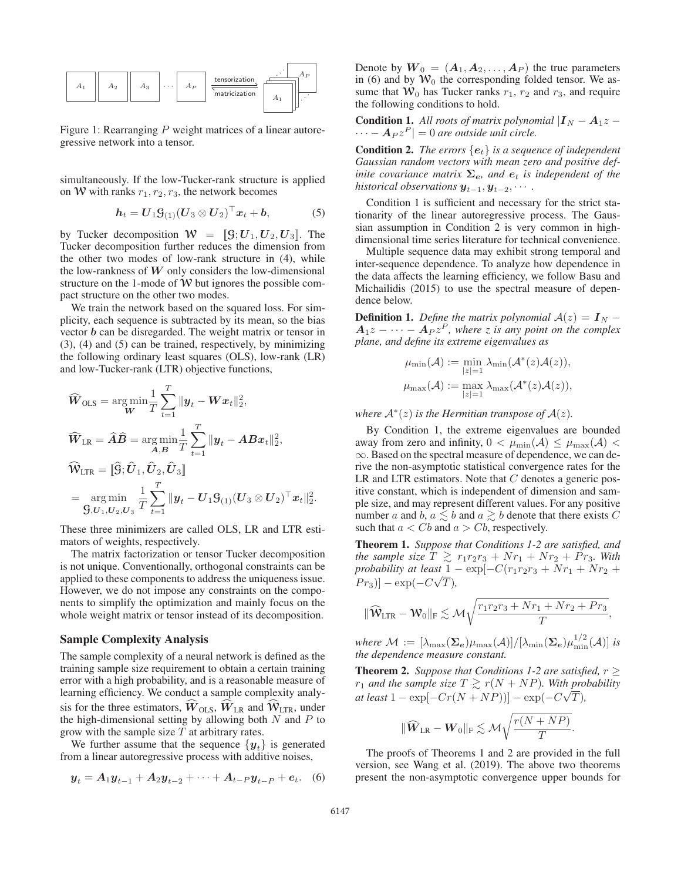Figure 1: Rearranging $P$ weight matrices of a linear autoregressive network into a tensor.

simultaneously. If the low-Tucker-rank structure is applied on $\mathcal{W}$ with ranks $r_1, r_2, r_3$, the network becomes

$$\boldsymbol{h}_t = \boldsymbol{U}_1 \mathcal{G}_{(1)} (\boldsymbol{U}_3 \otimes \boldsymbol{U}_2)^\top \boldsymbol{x}_t + \boldsymbol{b}, \tag{5}$$

by Tucker decomposition $\mathcal{W} = [\![\mathcal{G}; \boldsymbol{U}_1, \boldsymbol{U}_2, \boldsymbol{U}_3]\!]$. The Tucker decomposition further reduces the dimension from the other two modes of low-rank structure in (4), while the low-rankness of $\boldsymbol{W}$ only considers the low-dimensional structure on the 1-mode of $\mathcal{W}$ but ignores the possible compact structure on the other two modes.

We train the network based on the squared loss. For simplicity, each sequence is subtracted by its mean, so the bias vector $\boldsymbol{b}$ can be disregarded. The weight matrix or tensor in (3), (4) and (5) can be trained, respectively, by minimizing the following ordinary least squares (OLS), low-rank (LR) and low-Tucker-rank (LTR) objective functions,

$$\widehat{\boldsymbol{W}}_{\text{OLS}} = \underset{\boldsymbol{W}}{\arg\min} \frac{1}{T} \sum_{t=1}^{T} \|\boldsymbol{y}_t - \boldsymbol{W}\boldsymbol{x}_t\|_2^2,$$

$$\widehat{\boldsymbol{W}}_{\text{LR}} = \widehat{\boldsymbol{A}}\widehat{\boldsymbol{B}} = \underset{\boldsymbol{A},\boldsymbol{B}}{\arg\min} \frac{1}{T} \sum_{t=1}^{T} \|\boldsymbol{y}_t - \boldsymbol{A}\boldsymbol{B}\boldsymbol{x}_t\|_2^2,$$

$$\widehat{\mathcal{W}}_{\text{LTR}} = [\![\widehat{\mathcal{G}}; \widehat{\boldsymbol{U}}_1, \widehat{\boldsymbol{U}}_2, \widehat{\boldsymbol{U}}_3]\!]$$

$$= \underset{\mathcal{G},\boldsymbol{U}_1,\boldsymbol{U}_2,\boldsymbol{U}_3}{\arg\min} \frac{1}{T} \sum_{t=1}^{T} \|\boldsymbol{y}_t - \boldsymbol{U}_1 \mathcal{G}_{(1)} (\boldsymbol{U}_3 \otimes \boldsymbol{U}_2)^\top \boldsymbol{x}_t\|_2^2.$$

These three minimizers are called OLS, LR and LTR estimators of weights, respectively.

The matrix factorization or tensor Tucker decomposition is not unique. Conventionally, orthogonal constraints can be applied to these components to address the uniqueness issue. However, we do not impose any constraints on the components to simplify the optimization and mainly focus on the whole weight matrix or tensor instead of its decomposition.

## Sample Complexity Analysis

The sample complexity of a neural network is defined as the training sample size requirement to obtain a certain training error with a high probability, and is a reasonable measure of learning efficiency. We conduct a sample complexity analysis for the three estimators, $\widehat{\boldsymbol{W}}_{\text{OLS}}$, $\widehat{\boldsymbol{W}}_{\text{LR}}$ and $\widehat{\mathcal{W}}_{\text{LTR}}$, under the high-dimensional setting by allowing both $N$ and $P$ to grow with the sample size $T$ at arbitrary rates.

We further assume that the sequence $\{\boldsymbol{y}_t\}$ is generated from a linear autoregressive process with additive noises,

$$\boldsymbol{y}_t = \boldsymbol{A}_1 \boldsymbol{y}_{t-1} + \boldsymbol{A}_2 \boldsymbol{y}_{t-2} + \cdots + \boldsymbol{A}_{t-P} \boldsymbol{y}_{t-P} + \boldsymbol{e}_t. \tag{6}$$

Denote by $\boldsymbol{W}_0 = (\boldsymbol{A}_1, \boldsymbol{A}_2, \ldots, \boldsymbol{A}_P)$ the true parameters in (6) and by $\mathcal{W}_0$ the corresponding folded tensor. We assume that $\mathcal{W}_0$ has Tucker ranks $r_1$, $r_2$ and $r_3$, and require the following conditions to hold.

**Condition 1.** *All roots of matrix polynomial $|\boldsymbol{I}_N - \boldsymbol{A}_1 z - \cdots - \boldsymbol{A}_P z^P| = 0$ are outside unit circle.*

**Condition 2.** *The errors $\{\boldsymbol{e}_t\}$ is a sequence of independent Gaussian random vectors with mean zero and positive definite covariance matrix $\boldsymbol{\Sigma}_{\boldsymbol{e}}$, and $\boldsymbol{e}_t$ is independent of the historical observations $\boldsymbol{y}_{t-1}, \boldsymbol{y}_{t-2}, \cdots$.*

Condition 1 is sufficient and necessary for the strict stationarity of the linear autoregressive process. The Gaussian assumption in Condition 2 is very common in high-dimensional time series literature for technical convenience.

Multiple sequence data may exhibit strong temporal and inter-sequence dependence. To analyze how dependence in the data affects the learning efficiency, we follow Basu and Michailidis (2015) to use the spectral measure of dependence below.

**Definition 1.** *Define the matrix polynomial $\mathcal{A}(z) = \boldsymbol{I}_N - \boldsymbol{A}_1 z - \cdots - \boldsymbol{A}_P z^P$, where $z$ is any point on the complex plane, and define its extreme eigenvalues as*

$$\mu_{\min}(\mathcal{A}) := \min_{|z|=1} \lambda_{\min}(\mathcal{A}^*(z)\mathcal{A}(z)),$$

$$\mu_{\max}(\mathcal{A}) := \max_{|z|=1} \lambda_{\max}(\mathcal{A}^*(z)\mathcal{A}(z)),$$

*where $\mathcal{A}^*(z)$ is the Hermitian transpose of $\mathcal{A}(z)$.*

By Condition 1, the extreme eigenvalues are bounded away from zero and infinity, $0 < \mu_{\min}(\mathcal{A}) \leq \mu_{\max}(\mathcal{A}) < \infty$. Based on the spectral measure of dependence, we can derive the non-asymptotic statistical convergence rates for the LR and LTR estimators. Note that $C$ denotes a generic positive constant, which is independent of dimension and sample size, and may represent different values. For any positive number $a$ and $b$, $a \lesssim b$ and $a \gtrsim b$ denote that there exists $C$ such that $a < Cb$ and $a > Cb$, respectively.

**Theorem 1.** *Suppose that Conditions 1-2 are satisfied, and the sample size $T \gtrsim r_1 r_2 r_3 + N r_1 + N r_2 + P r_3$. With probability at least $1 - \exp[-C(r_1 r_2 r_3 + N r_1 + N r_2 + P r_3)] - \exp(-C\sqrt{T})$,*

$$\|\widehat{\mathcal{W}}_{\text{LTR}} - \mathcal{W}_0\|_{\text{F}} \lesssim \mathcal{M}\sqrt{\frac{r_1 r_2 r_3 + N r_1 + N r_2 + P r_3}{T}},$$

*where $\mathcal{M} := [\lambda_{\max}(\boldsymbol{\Sigma}_{\boldsymbol{e}})\mu_{\max}(\mathcal{A})]/[\lambda_{\min}(\boldsymbol{\Sigma}_{\boldsymbol{e}})\mu_{\min}^{1/2}(\mathcal{A})]$ is the dependence measure constant.*

**Theorem 2.** *Suppose that Conditions 1-2 are satisfied, $r \geq r_1$ and the sample size $T \gtrsim r(N + NP)$. With probability at least $1 - \exp[-Cr(N + NP))] - \exp(-C\sqrt{T})$,*

$$\|\widehat{\boldsymbol{W}}_{\text{LR}} - \boldsymbol{W}_0\|_{\text{F}} \lesssim \mathcal{M}\sqrt{\frac{r(N + NP)}{T}}.$$

The proofs of Theorems 1 and 2 are provided in the full version, see Wang et al. (2019). The above two theorems present the non-asymptotic convergence upper bounds for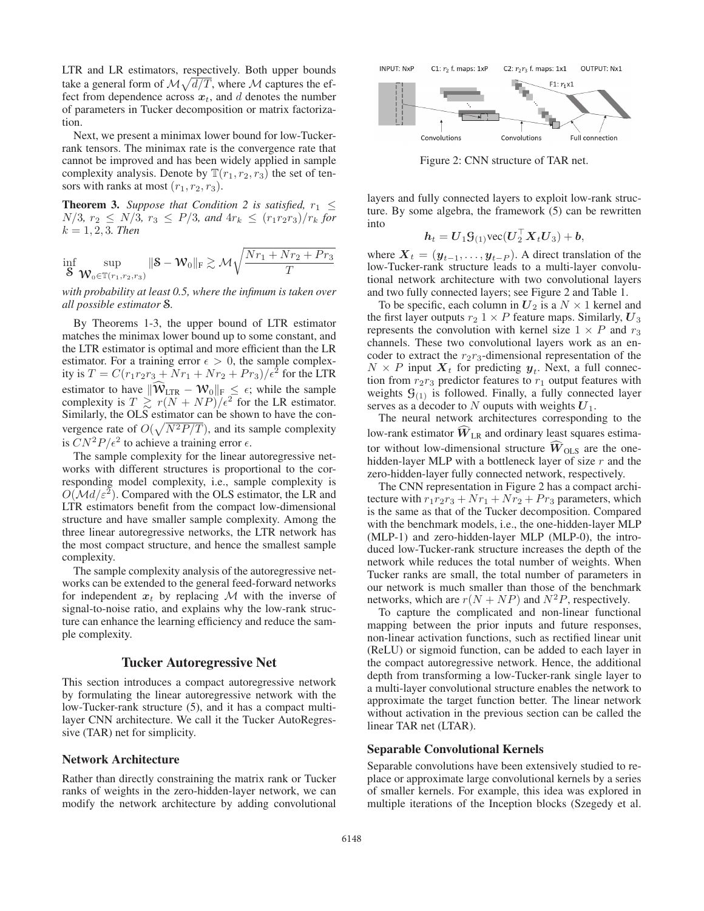LTR and LR estimators, respectively. Both upper bounds take a general form of $\mathcal{M}\sqrt{d/T}$, where $\mathcal{M}$ captures the effect from dependence across $\boldsymbol{x}_t$, and $d$ denotes the number of parameters in Tucker decomposition or matrix factorization.

Next, we present a minimax lower bound for low-Tucker-rank tensors. The minimax rate is the convergence rate that cannot be improved and has been widely applied in sample complexity analysis. Denote by $\mathbb{T}(r_1, r_2, r_3)$ the set of tensors with ranks at most $(r_1, r_2, r_3)$.

**Theorem 3.** *Suppose that Condition 2 is satisfied, $r_1 \leq N/3$, $r_2 \leq N/3$, $r_3 \leq P/3$, and $4r_k \leq (r_1 r_2 r_3)/r_k$ for $k = 1, 2, 3$. Then*

$$\inf_{\mathcal{S}} \sup_{\mathcal{W}_0 \in \mathbb{T}(r_1,r_2,r_3)} \|\mathcal{S} - \mathcal{W}_0\|_{\mathrm{F}} \gtrsim \mathcal{M}\sqrt{\frac{Nr_1 + Nr_2 + Pr_3}{T}}$$

*with probability at least 0.5, where the infimum is taken over all possible estimator $\mathcal{S}$.*

By Theorems 1-3, the upper bound of LTR estimator matches the minimax lower bound up to some constant, and the LTR estimator is optimal and more efficient than the LR estimator. For a training error $\epsilon > 0$, the sample complexity is $T = C(r_1 r_2 r_3 + Nr_1 + Nr_2 + Pr_3)/\epsilon^2$ for the LTR estimator to have $\|\widehat{\mathcal{W}}_{\text{LTR}} - \mathcal{W}_0\|_{\mathrm{F}} \leq \epsilon$; while the sample complexity is $T \gtrsim r(N + NP)/\epsilon^2$ for the LR estimator. Similarly, the OLS estimator can be shown to have the convergence rate of $O(\sqrt{N^2P/T})$, and its sample complexity is $CN^2P/\epsilon^2$ to achieve a training error $\epsilon$.

The sample complexity for the linear autoregressive networks with different structures is proportional to the corresponding model complexity, i.e., sample complexity is $O(\mathcal{M}d/\varepsilon^2)$. Compared with the OLS estimator, the LR and LTR estimators benefit from the compact low-dimensional structure and have smaller sample complexity. Among the three linear autoregressive networks, the LTR network has the most compact structure, and hence the smallest sample complexity.

The sample complexity analysis of the autoregressive networks can be extended to the general feed-forward networks for independent $\boldsymbol{x}_t$ by replacing $\mathcal{M}$ with the inverse of signal-to-noise ratio, and explains why the low-rank structure can enhance the learning efficiency and reduce the sample complexity.

## Tucker Autoregressive Net

This section introduces a compact autoregressive network by formulating the linear autoregressive network with the low-Tucker-rank structure (5), and it has a compact multi-layer CNN architecture. We call it the Tucker AutoRegressive (TAR) net for simplicity.

### Network Architecture

Rather than directly constraining the matrix rank or Tucker ranks of weights in the zero-hidden-layer network, we can modify the network architecture by adding convolutional layers and fully connected layers to exploit low-rank structure. By some algebra, the framework (5) can be rewritten into

$$\boldsymbol{h}_t = \boldsymbol{U}_1 \mathcal{G}_{(1)} \text{vec}(\boldsymbol{U}_2^\top \boldsymbol{X}_t \boldsymbol{U}_3) + \boldsymbol{b},$$

where $\boldsymbol{X}_t = (\boldsymbol{y}_{t-1}, \ldots, \boldsymbol{y}_{t-P})$. A direct translation of the low-Tucker-rank structure leads to a multi-layer convolutional network architecture with two convolutional layers and two fully connected layers; see Figure 2 and Table 1.

Figure 2: CNN structure of TAR net.

To be specific, each column in $\boldsymbol{U}_2$ is a $N \times 1$ kernel and the first layer outputs $r_2$ $1 \times P$ feature maps. Similarly, $\boldsymbol{U}_3$ represents the convolution with kernel size $1 \times P$ and $r_3$ channels. These two convolutional layers work as an encoder to extract the $r_2 r_3$-dimensional representation of the $N \times P$ input $\boldsymbol{X}_t$ for predicting $\boldsymbol{y}_t$. Next, a full connection from $r_2 r_3$ predictor features to $r_1$ output features with weights $\mathcal{G}_{(1)}$ is followed. Finally, a fully connected layer serves as a decoder to $N$ ouputs with weights $\boldsymbol{U}_1$.

The neural network architectures corresponding to the low-rank estimator $\widehat{\boldsymbol{W}}_{\text{LR}}$ and ordinary least squares estimator without low-dimensional structure $\widehat{\boldsymbol{W}}_{\text{OLS}}$ are the one-hidden-layer MLP with a bottleneck layer of size $r$ and the zero-hidden-layer fully connected network, respectively.

The CNN representation in Figure 2 has a compact architecture with $r_1 r_2 r_3 + Nr_1 + Nr_2 + Pr_3$ parameters, which is the same as that of the Tucker decomposition. Compared with the benchmark models, i.e., the one-hidden-layer MLP (MLP-1) and zero-hidden-layer MLP (MLP-0), the introduced low-Tucker-rank structure increases the depth of the network while reduces the total number of weights. When Tucker ranks are small, the total number of parameters in our network is much smaller than those of the benchmark networks, which are $r(N + NP)$ and $N^2P$, respectively.

To capture the complicated and non-linear functional mapping between the prior inputs and future responses, non-linear activation functions, such as rectified linear unit (ReLU) or sigmoid function, can be added to each layer in the compact autoregressive network. Hence, the additional depth from transforming a low-Tucker-rank single layer to a multi-layer convolutional structure enables the network to approximate the target function better. The linear network without activation in the previous section can be called the linear TAR net (LTAR).

### Separable Convolutional Kernels

Separable convolutions have been extensively studied to replace or approximate large convolutional kernels by a series of smaller kernels. For example, this idea was explored in multiple iterations of the Inception blocks (Szegedy et al.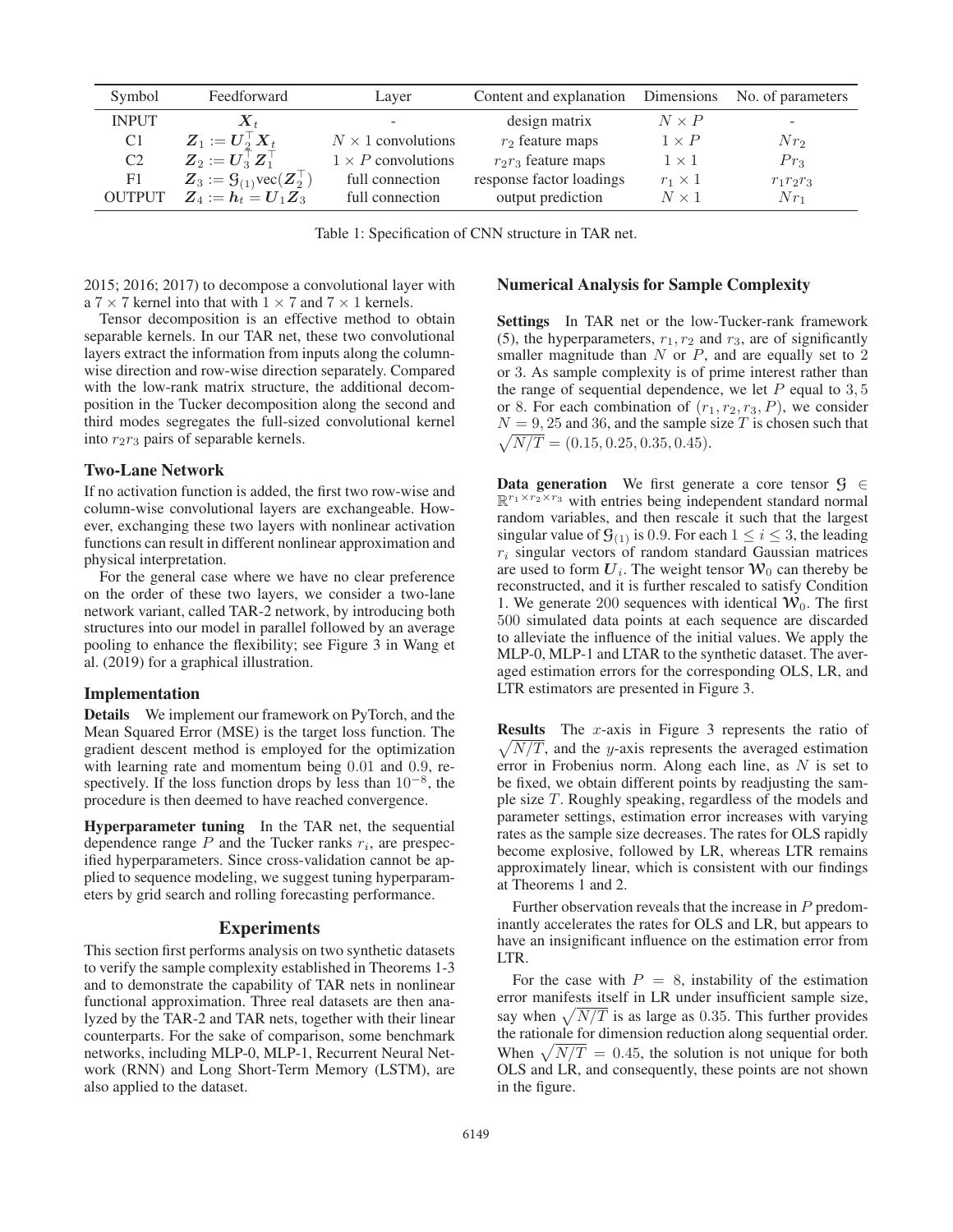| Symbol | Feedforward | Layer | Content and explanation | Dimensions | No. of parameters |
|---|---|---|---|---|---|
| INPUT | $\boldsymbol{X}_t$ | - | design matrix | $N \times P$ | - |
| C1 | $\boldsymbol{Z}_1 := \boldsymbol{U}_2^\top \boldsymbol{X}_t$ | $N \times 1$ convolutions | $r_2$ feature maps | $1 \times P$ | $Nr_2$ |
| C2 | $\boldsymbol{Z}_2 := \boldsymbol{U}_3^\top \boldsymbol{Z}_1^\top$ | $1 \times P$ convolutions | $r_2 r_3$ feature maps | $1 \times 1$ | $Pr_3$ |
| F1 | $\boldsymbol{Z}_3 := \mathcal{G}_{(1)} \text{vec}(\boldsymbol{Z}_2^\top)$ | full connection | response factor loadings | $r_1 \times 1$ | $r_1 r_2 r_3$ |
| OUTPUT | $\boldsymbol{Z}_4 := \boldsymbol{h}_t = \boldsymbol{U}_1 \boldsymbol{Z}_3$ | full connection | output prediction | $N \times 1$ | $Nr_1$ |

Table 1: Specification of CNN structure in TAR net.

2015; 2016; 2017) to decompose a convolutional layer with a $7 \times 7$ kernel into that with $1 \times 7$ and $7 \times 1$ kernels.

Tensor decomposition is an effective method to obtain separable kernels. In our TAR net, these two convolutional layers extract the information from inputs along the column-wise direction and row-wise direction separately. Compared with the low-rank matrix structure, the additional decomposition in the Tucker decomposition along the second and third modes segregates the full-sized convolutional kernel into $r_2 r_3$ pairs of separable kernels.

### Two-Lane Network

If no activation function is added, the first two row-wise and column-wise convolutional layers are exchangeable. However, exchanging these two layers with nonlinear activation functions can result in different nonlinear approximation and physical interpretation.

For the general case where we have no clear preference on the order of these two layers, we consider a two-lane network variant, called TAR-2 network, by introducing both structures into our model in parallel followed by an average pooling to enhance the flexibility; see Figure 3 in Wang et al. (2019) for a graphical illustration.

### Implementation

**Details** We implement our framework on PyTorch, and the Mean Squared Error (MSE) is the target loss function. The gradient descent method is employed for the optimization with learning rate and momentum being 0.01 and 0.9, respectively. If the loss function drops by less than $10^{-8}$, the procedure is then deemed to have reached convergence.

**Hyperparameter tuning** In the TAR net, the sequential dependence range $P$ and the Tucker ranks $r_i$, are prespecified hyperparameters. Since cross-validation cannot be applied to sequence modeling, we suggest tuning hyperparameters by grid search and rolling forecasting performance.

## Experiments

This section first performs analysis on two synthetic datasets to verify the sample complexity established in Theorems 1-3 and to demonstrate the capability of TAR nets in nonlinear functional approximation. Three real datasets are then analyzed by the TAR-2 and TAR nets, together with their linear counterparts. For the sake of comparison, some benchmark networks, including MLP-0, MLP-1, Recurrent Neural Network (RNN) and Long Short-Term Memory (LSTM), are also applied to the dataset.

### Numerical Analysis for Sample Complexity

**Settings** In TAR net or the low-Tucker-rank framework (5), the hyperparameters, $r_1, r_2$ and $r_3$, are of significantly smaller magnitude than $N$ or $P$, and are equally set to 2 or 3. As sample complexity is of prime interest rather than the range of sequential dependence, we let $P$ equal to $3, 5$ or 8. For each combination of $(r_1, r_2, r_3, P)$, we consider $N = 9, 25$ and 36, and the sample size $T$ is chosen such that $\sqrt{N/T} = (0.15, 0.25, 0.35, 0.45)$.

**Data generation** We first generate a core tensor $\mathcal{G} \in \mathbb{R}^{r_1 \times r_2 \times r_3}$ with entries being independent standard normal random variables, and then rescale it such that the largest singular value of $\mathcal{G}_{(1)}$ is 0.9. For each $1 \leq i \leq 3$, the leading $r_i$ singular vectors of random standard Gaussian matrices are used to form $\boldsymbol{U}_i$. The weight tensor $\mathcal{W}_0$ can thereby be reconstructed, and it is further rescaled to satisfy Condition 1. We generate 200 sequences with identical $\mathcal{W}_0$. The first 500 simulated data points at each sequence are discarded to alleviate the influence of the initial values. We apply the MLP-0, MLP-1 and LTAR to the synthetic dataset. The averaged estimation errors for the corresponding OLS, LR, and LTR estimators are presented in Figure 3.

**Results** The $x$-axis in Figure 3 represents the ratio of $\sqrt{N/T}$, and the $y$-axis represents the averaged estimation error in Frobenius norm. Along each line, as $N$ is set to be fixed, we obtain different points by readjusting the sample size $T$. Roughly speaking, regardless of the models and parameter settings, estimation error increases with varying rates as the sample size decreases. The rates for OLS rapidly become explosive, followed by LR, whereas LTR remains approximately linear, which is consistent with our findings at Theorems 1 and 2.

Further observation reveals that the increase in $P$ predominantly accelerates the rates for OLS and LR, but appears to have an insignificant influence on the estimation error from LTR.

For the case with $P = 8$, instability of the estimation error manifests itself in LR under insufficient sample size, say when $\sqrt{N/T}$ is as large as 0.35. This further provides the rationale for dimension reduction along sequential order. When $\sqrt{N/T} = 0.45$, the solution is not unique for both OLS and LR, and consequently, these points are not shown in the figure.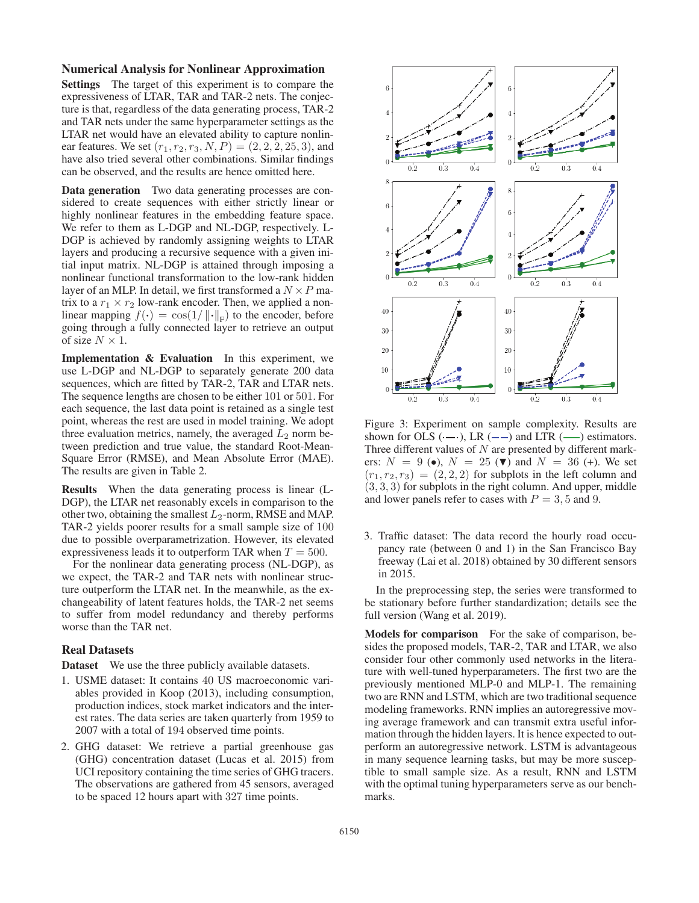### Numerical Analysis for Nonlinear Approximation

**Settings** The target of this experiment is to compare the expressiveness of LTAR, TAR and TAR-2 nets. The conjecture is that, regardless of the data generating process, TAR-2 and TAR nets under the same hyperparameter settings as the LTAR net would have an elevated ability to capture nonlinear features. We set $(r_1, r_2, r_3, N, P) = (2, 2, 2, 25, 3)$, and have also tried several other combinations. Similar findings can be observed, and the results are hence omitted here.

**Data generation** Two data generating processes are considered to create sequences with either strictly linear or highly nonlinear features in the embedding feature space. We refer to them as L-DGP and NL-DGP, respectively. L-DGP is achieved by randomly assigning weights to LTAR layers and producing a recursive sequence with a given initial input matrix. NL-DGP is attained through imposing a nonlinear functional transformation to the low-rank hidden layer of an MLP. In detail, we first transformed a $N \times P$ matrix to a $r_1 \times r_2$ low-rank encoder. Then, we applied a nonlinear mapping $f(\cdot) = \cos(1/\left\|\cdot\right\|_{\mathrm{F}})$ to the encoder, before going through a fully connected layer to retrieve an output of size $N \times 1$.

**Implementation & Evaluation** In this experiment, we use L-DGP and NL-DGP to separately generate 200 data sequences, which are fitted by TAR-2, TAR and LTAR nets. The sequence lengths are chosen to be either 101 or 501. For each sequence, the last data point is retained as a single test point, whereas the rest are used in model training. We adopt three evaluation metrics, namely, the averaged $L_2$ norm between prediction and true value, the standard Root-Mean-Square Error (RMSE), and Mean Absolute Error (MAE). The results are given in Table 2.

**Results** When the data generating process is linear (L-DGP), the LTAR net reasonably excels in comparison to the other two, obtaining the smallest $L_2$-norm, RMSE and MAP. TAR-2 yields poorer results for a small sample size of 100 due to possible overparametrization. However, its elevated expressiveness leads it to outperform TAR when $T = 500$.

For the nonlinear data generating process (NL-DGP), as we expect, the TAR-2 and TAR nets with nonlinear structure outperform the LTAR net. In the meanwhile, as the exchangeability of latent features holds, the TAR-2 net seems to suffer from model redundancy and thereby performs worse than the TAR net.

### Real Datasets

**Dataset** We use the three publicly available datasets.

1. USME dataset: It contains 40 US macroeconomic variables provided in Koop (2013), including consumption, production indices, stock market indicators and the interest rates. The data series are taken quarterly from 1959 to 2007 with a total of 194 observed time points.
2. GHG dataset: We retrieve a partial greenhouse gas (GHG) concentration dataset (Lucas et al. 2015) from UCI repository containing the time series of GHG tracers. The observations are gathered from 45 sensors, averaged to be spaced 12 hours apart with 327 time points.

Figure 3: Experiment on sample complexity. Results are shown for OLS (-·-·), LR (– –) and LTR (—) estimators. Three different values of $N$ are presented by different markers: $N = 9$ (●), $N = 25$ (▼) and $N = 36$ (+). We set $(r_1, r_2, r_3) = (2, 2, 2)$ for subplots in the left column and $(3, 3, 3)$ for subplots in the right column. And upper, middle and lower panels refer to cases with $P = 3, 5$ and 9.

3. Traffic dataset: The data record the hourly road occupancy rate (between 0 and 1) in the San Francisco Bay freeway (Lai et al. 2018) obtained by 30 different sensors in 2015.

In the preprocessing step, the series were transformed to be stationary before further standardization; details see the full version (Wang et al. 2019).

**Models for comparison** For the sake of comparison, besides the proposed models, TAR-2, TAR and LTAR, we also consider four other commonly used networks in the literature with well-tuned hyperparameters. The first two are the previously mentioned MLP-0 and MLP-1. The remaining two are RNN and LSTM, which are two traditional sequence modeling frameworks. RNN implies an autoregressive moving average framework and can transmit extra useful information through the hidden layers. It is hence expected to outperform an autoregressive network. LSTM is advantageous in many sequence learning tasks, but may be more susceptible to small sample size. As a result, RNN and LSTM with the optimal tuning hyperparameters serve as our benchmarks.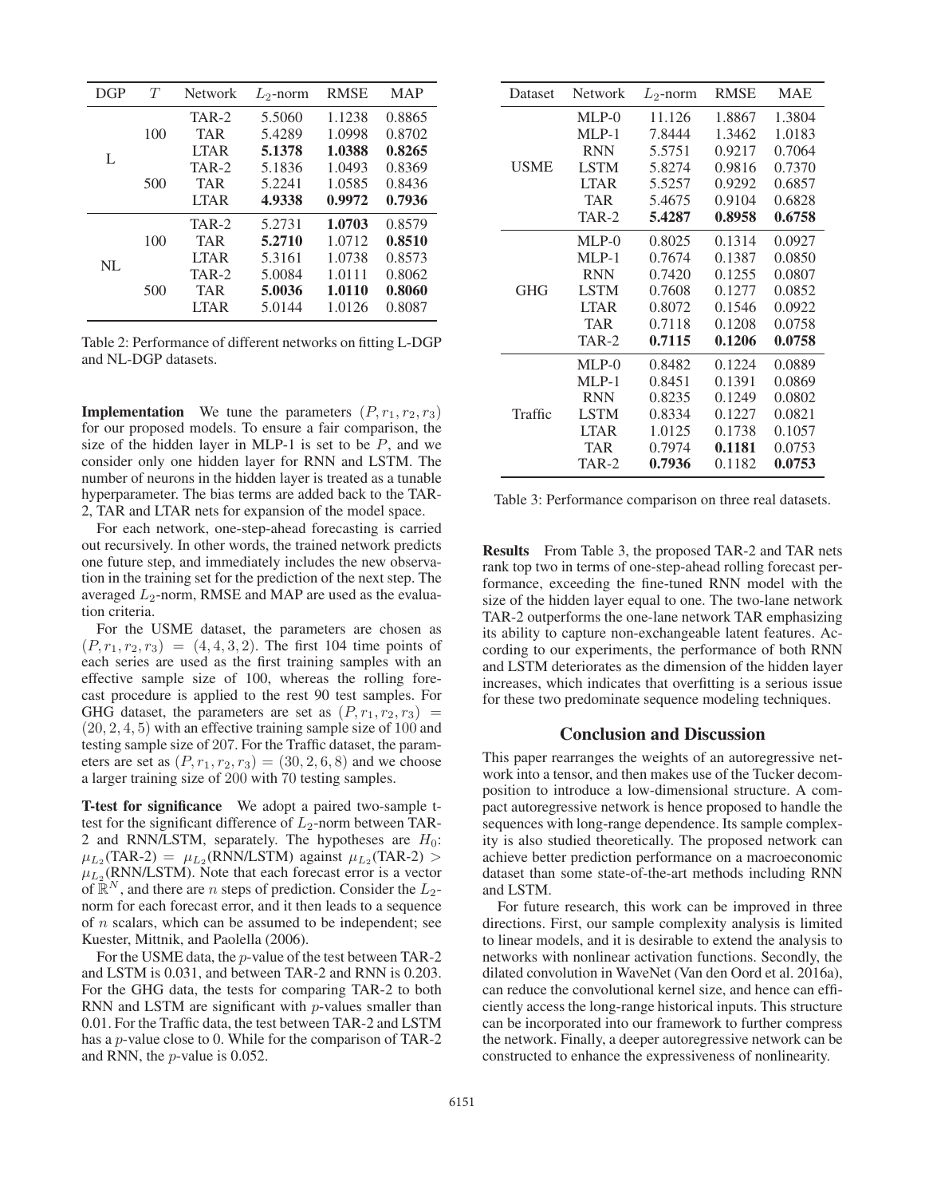| DGP | $T$ | Network | $L_2$-norm | RMSE | MAP |
|---|---|---|---|---|---|
| L | 100 | TAR-2 | 5.5060 | 1.1238 | 0.8865 |
| | | TAR | 5.4289 | 1.0998 | 0.8702 |
| | | LTAR | **5.1378** | **1.0388** | **0.8265** |
| | 500 | TAR-2 | 5.1836 | 1.0493 | 0.8369 |
| | | TAR | 5.2241 | 1.0585 | 0.8436 |
| | | LTAR | **4.9338** | **0.9972** | **0.7936** |
| NL | 100 | TAR-2 | 5.2731 | **1.0703** | 0.8579 |
| | | TAR | **5.2710** | 1.0712 | **0.8510** |
| | | LTAR | 5.3161 | 1.0738 | 0.8573 |
| | 500 | TAR-2 | 5.0084 | 1.0111 | 0.8062 |
| | | TAR | **5.0036** | **1.0110** | **0.8060** |
| | | LTAR | 5.0144 | 1.0126 | 0.8087 |

Table 2: Performance of different networks on fitting L-DGP and NL-DGP datasets.

**Implementation** We tune the parameters $(P, r_1, r_2, r_3)$ for our proposed models. To ensure a fair comparison, the size of the hidden layer in MLP-1 is set to be $P$, and we consider only one hidden layer for RNN and LSTM. The number of neurons in the hidden layer is treated as a tunable hyperparameter. The bias terms are added back to the TAR-2, TAR and LTAR nets for expansion of the model space.

For each network, one-step-ahead forecasting is carried out recursively. In other words, the trained network predicts one future step, and immediately includes the new observation in the training set for the prediction of the next step. The averaged $L_2$-norm, RMSE and MAP are used as the evaluation criteria.

For the USME dataset, the parameters are chosen as $(P, r_1, r_2, r_3) = (4, 4, 3, 2)$. The first 104 time points of each series are used as the first training samples with an effective sample size of 100, whereas the rolling forecast procedure is applied to the rest 90 test samples. For GHG dataset, the parameters are set as $(P, r_1, r_2, r_3) = (20, 2, 4, 5)$ with an effective training sample size of 100 and testing sample size of 207. For the Traffic dataset, the parameters are set as $(P, r_1, r_2, r_3) = (30, 2, 6, 8)$ and we choose a larger training size of 200 with 70 testing samples.

**T-test for significance** We adopt a paired two-sample t-test for the significant difference of $L_2$-norm between TAR-2 and RNN/LSTM, separately. The hypotheses are $H_0$: $\mu_{L_2}$(TAR-2) $=$ $\mu_{L_2}$(RNN/LSTM) against $\mu_{L_2}$(TAR-2) $>$ $\mu_{L_2}$(RNN/LSTM). Note that each forecast error is a vector of $\mathbb{R}^N$, and there are $n$ steps of prediction. Consider the $L_2$-norm for each forecast error, and it then leads to a sequence of $n$ scalars, which can be assumed to be independent; see Kuester, Mittnik, and Paolella (2006).

For the USME data, the $p$-value of the test between TAR-2 and LSTM is 0.031, and between TAR-2 and RNN is 0.203. For the GHG data, the tests for comparing TAR-2 to both RNN and LSTM are significant with $p$-values smaller than 0.01. For the Traffic data, the test between TAR-2 and LSTM has a $p$-value close to 0. While for the comparison of TAR-2 and RNN, the $p$-value is 0.052.

| Dataset | Network | $L_2$-norm | RMSE | MAE |
|---|---|---|---|---|
| USME | MLP-0 | 11.126 | 1.8867 | 1.3804 |
| | MLP-1 | 7.8444 | 1.3462 | 1.0183 |
| | RNN | 5.5751 | 0.9217 | 0.7064 |
| | LSTM | 5.8274 | 0.9816 | 0.7370 |
| | LTAR | 5.5257 | 0.9292 | 0.6857 |
| | TAR | 5.4675 | 0.9104 | 0.6828 |
| | TAR-2 | **5.4287** | **0.8958** | **0.6758** |
| GHG | MLP-0 | 0.8025 | 0.1314 | 0.0927 |
| | MLP-1 | 0.7674 | 0.1387 | 0.0850 |
| | RNN | 0.7420 | 0.1255 | 0.0807 |
| | LSTM | 0.7608 | 0.1277 | 0.0852 |
| | LTAR | 0.8072 | 0.1546 | 0.0922 |
| | TAR | 0.7118 | 0.1208 | 0.0758 |
| | TAR-2 | **0.7115** | **0.1206** | **0.0758** |
| Traffic | MLP-0 | 0.8482 | 0.1224 | 0.0889 |
| | MLP-1 | 0.8451 | 0.1391 | 0.0869 |
| | RNN | 0.8235 | 0.1249 | 0.0802 |
| | LSTM | 0.8334 | 0.1227 | 0.0821 |
| | LTAR | 1.0125 | 0.1738 | 0.1057 |
| | TAR | 0.7974 | **0.1181** | 0.0753 |
| | TAR-2 | **0.7936** | 0.1182 | **0.0753** |

Table 3: Performance comparison on three real datasets.

**Results** From Table 3, the proposed TAR-2 and TAR nets rank top two in terms of one-step-ahead rolling forecast performance, exceeding the fine-tuned RNN model with the size of the hidden layer equal to one. The two-lane network TAR-2 outperforms the one-lane network TAR emphasizing its ability to capture non-exchangeable latent features. According to our experiments, the performance of both RNN and LSTM deteriorates as the dimension of the hidden layer increases, which indicates that overfitting is a serious issue for these two predominate sequence modeling techniques.

## Conclusion and Discussion

This paper rearranges the weights of an autoregressive network into a tensor, and then makes use of the Tucker decomposition to introduce a low-dimensional structure. A compact autoregressive network is hence proposed to handle the sequences with long-range dependence. Its sample complexity is also studied theoretically. The proposed network can achieve better prediction performance on a macroeconomic dataset than some state-of-the-art methods including RNN and LSTM.

For future research, this work can be improved in three directions. First, our sample complexity analysis is limited to linear models, and it is desirable to extend the analysis to networks with nonlinear activation functions. Secondly, the dilated convolution in WaveNet (Van den Oord et al. 2016a), can reduce the convolutional kernel size, and hence can efficiently access the long-range historical inputs. This structure can be incorporated into our framework to further compress the network. Finally, a deeper autoregressive network can be constructed to enhance the expressiveness of nonlinearity.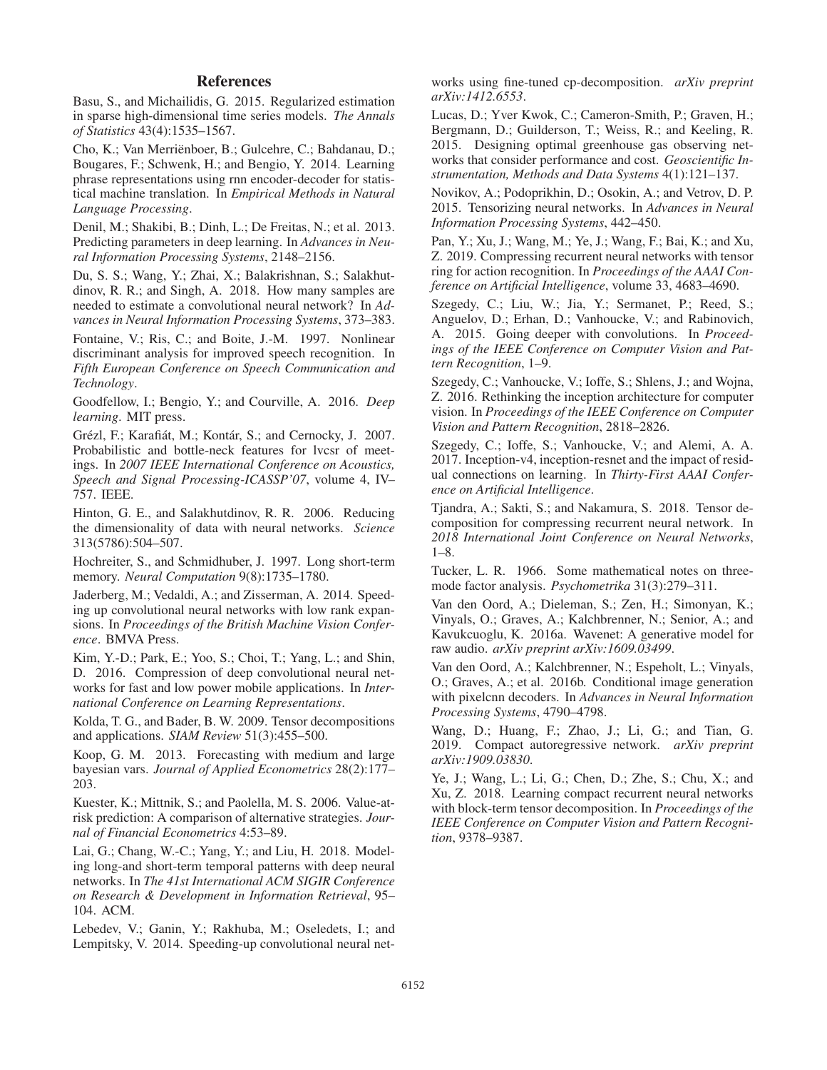## References

Basu, S., and Michailidis, G. 2015. Regularized estimation in sparse high-dimensional time series models. *The Annals of Statistics* 43(4):1535–1567.

Cho, K.; Van Merriënboer, B.; Gulcehre, C.; Bahdanau, D.; Bougares, F.; Schwenk, H.; and Bengio, Y. 2014. Learning phrase representations using rnn encoder-decoder for statistical machine translation. In *Empirical Methods in Natural Language Processing*.

Denil, M.; Shakibi, B.; Dinh, L.; De Freitas, N.; et al. 2013. Predicting parameters in deep learning. In *Advances in Neural Information Processing Systems*, 2148–2156.

Du, S. S.; Wang, Y.; Zhai, X.; Balakrishnan, S.; Salakhutdinov, R. R.; and Singh, A. 2018. How many samples are needed to estimate a convolutional neural network? In *Advances in Neural Information Processing Systems*, 373–383.

Fontaine, V.; Ris, C.; and Boite, J.-M. 1997. Nonlinear discriminant analysis for improved speech recognition. In *Fifth European Conference on Speech Communication and Technology*.

Goodfellow, I.; Bengio, Y.; and Courville, A. 2016. *Deep learning*. MIT press.

Grézl, F.; Karafiát, M.; Kontár, S.; and Cernocky, J. 2007. Probabilistic and bottle-neck features for lvcsr of meetings. In *2007 IEEE International Conference on Acoustics, Speech and Signal Processing-ICASSP'07*, volume 4, IV–757. IEEE.

Hinton, G. E., and Salakhutdinov, R. R. 2006. Reducing the dimensionality of data with neural networks. *Science* 313(5786):504–507.

Hochreiter, S., and Schmidhuber, J. 1997. Long short-term memory. *Neural Computation* 9(8):1735–1780.

Jaderberg, M.; Vedaldi, A.; and Zisserman, A. 2014. Speeding up convolutional neural networks with low rank expansions. In *Proceedings of the British Machine Vision Conference*. BMVA Press.

Kim, Y.-D.; Park, E.; Yoo, S.; Choi, T.; Yang, L.; and Shin, D. 2016. Compression of deep convolutional neural networks for fast and low power mobile applications. In *International Conference on Learning Representations*.

Kolda, T. G., and Bader, B. W. 2009. Tensor decompositions and applications. *SIAM Review* 51(3):455–500.

Koop, G. M. 2013. Forecasting with medium and large bayesian vars. *Journal of Applied Econometrics* 28(2):177–203.

Kuester, K.; Mittnik, S.; and Paolella, M. S. 2006. Value-at-risk prediction: A comparison of alternative strategies. *Journal of Financial Econometrics* 4:53–89.

Lai, G.; Chang, W.-C.; Yang, Y.; and Liu, H. 2018. Modeling long-and short-term temporal patterns with deep neural networks. In *The 41st International ACM SIGIR Conference on Research & Development in Information Retrieval*, 95–104. ACM.

Lebedev, V.; Ganin, Y.; Rakhuba, M.; Oseledets, I.; and Lempitsky, V. 2014. Speeding-up convolutional neural networks using fine-tuned cp-decomposition. *arXiv preprint arXiv:1412.6553*.

Lucas, D.; Yver Kwok, C.; Cameron-Smith, P.; Graven, H.; Bergmann, D.; Guilderson, T.; Weiss, R.; and Keeling, R. 2015. Designing optimal greenhouse gas observing networks that consider performance and cost. *Geoscientific Instrumentation, Methods and Data Systems* 4(1):121–137.

Novikov, A.; Podoprikhin, D.; Osokin, A.; and Vetrov, D. P. 2015. Tensorizing neural networks. In *Advances in Neural Information Processing Systems*, 442–450.

Pan, Y.; Xu, J.; Wang, M.; Ye, J.; Wang, F.; Bai, K.; and Xu, Z. 2019. Compressing recurrent neural networks with tensor ring for action recognition. In *Proceedings of the AAAI Conference on Artificial Intelligence*, volume 33, 4683–4690.

Szegedy, C.; Liu, W.; Jia, Y.; Sermanet, P.; Reed, S.; Anguelov, D.; Erhan, D.; Vanhoucke, V.; and Rabinovich, A. 2015. Going deeper with convolutions. In *Proceedings of the IEEE Conference on Computer Vision and Pattern Recognition*, 1–9.

Szegedy, C.; Vanhoucke, V.; Ioffe, S.; Shlens, J.; and Wojna, Z. 2016. Rethinking the inception architecture for computer vision. In *Proceedings of the IEEE Conference on Computer Vision and Pattern Recognition*, 2818–2826.

Szegedy, C.; Ioffe, S.; Vanhoucke, V.; and Alemi, A. A. 2017. Inception-v4, inception-resnet and the impact of residual connections on learning. In *Thirty-First AAAI Conference on Artificial Intelligence*.

Tjandra, A.; Sakti, S.; and Nakamura, S. 2018. Tensor decomposition for compressing recurrent neural network. In *2018 International Joint Conference on Neural Networks*, 1–8.

Tucker, L. R. 1966. Some mathematical notes on three-mode factor analysis. *Psychometrika* 31(3):279–311.

Van den Oord, A.; Dieleman, S.; Zen, H.; Simonyan, K.; Vinyals, O.; Graves, A.; Kalchbrenner, N.; Senior, A.; and Kavukcuoglu, K. 2016a. Wavenet: A generative model for raw audio. *arXiv preprint arXiv:1609.03499*.

Van den Oord, A.; Kalchbrenner, N.; Espeholt, L.; Vinyals, O.; Graves, A.; et al. 2016b. Conditional image generation with pixelcnn decoders. In *Advances in Neural Information Processing Systems*, 4790–4798.

Wang, D.; Huang, F.; Zhao, J.; Li, G.; and Tian, G. 2019. Compact autoregressive network. *arXiv preprint arXiv:1909.03830*.

Ye, J.; Wang, L.; Li, G.; Chen, D.; Zhe, S.; Chu, X.; and Xu, Z. 2018. Learning compact recurrent neural networks with block-term tensor decomposition. In *Proceedings of the IEEE Conference on Computer Vision and Pattern Recognition*, 9378–9387.